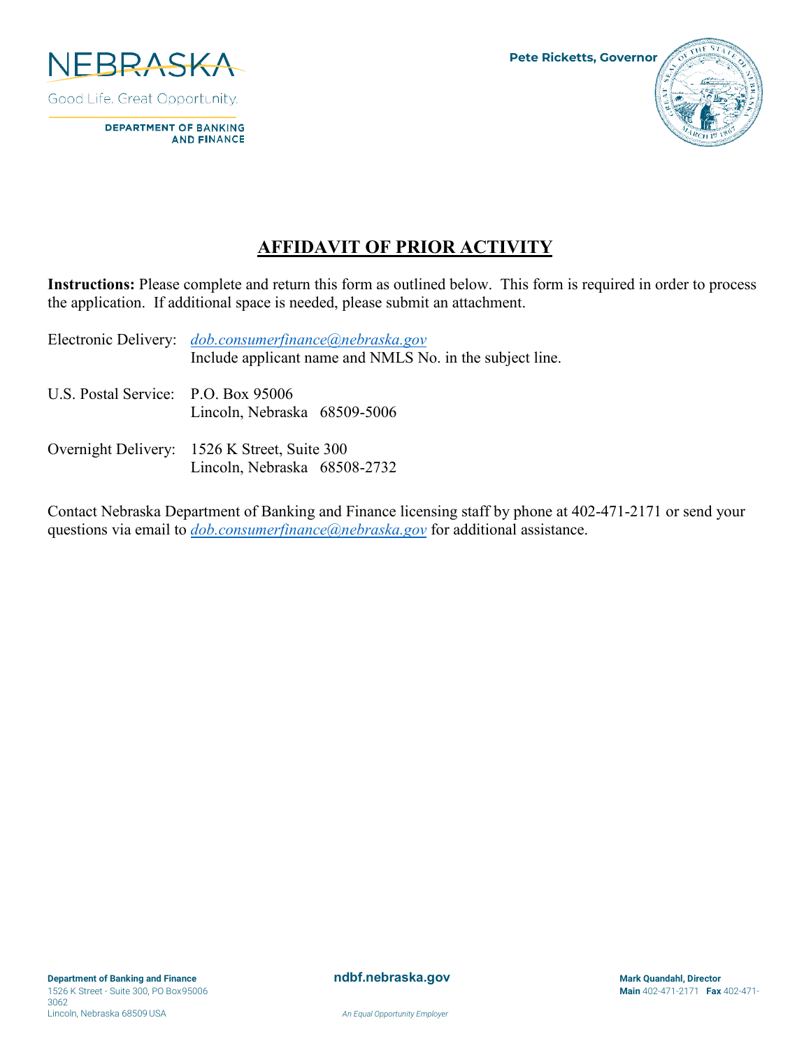NEBRASKA

Good Life. Great Opportunity.

DEPARTMENT OF BANKING AND FINANCE

Pete Ricketts, Governor

# AFFIDAVIT OF PRIOR ACTIVITY

**Instructions:** Please complete and return this form as outlined below. This form is required in order to process the application. If additional space is needed, please submit an attachment.

Electronic Delivery: *dob.consumerfinance@nebraska.gov*
Include applicant name and NMLS No. in the subject line.

U.S. Postal Service: P.O. Box 95006
Lincoln, Nebraska 68509-5006

Overnight Delivery: 1526 K Street, Suite 300
Lincoln, Nebraska 68508-2732

Contact Nebraska Department of Banking and Finance licensing staff by phone at 402-471-2171 or send your questions via email to *dob.consumerfinance@nebraska.gov* for additional assistance.

**Department of Banking and Finance**
1526 K Street - Suite 300, PO Box95006
Lincoln, Nebraska 68509 USA

**ndbf.nebraska.gov**

*An Equal Opportunity Employer*

**Mark Quandahl, Director**
**Main** 402-471-2171 **Fax** 402-471-3062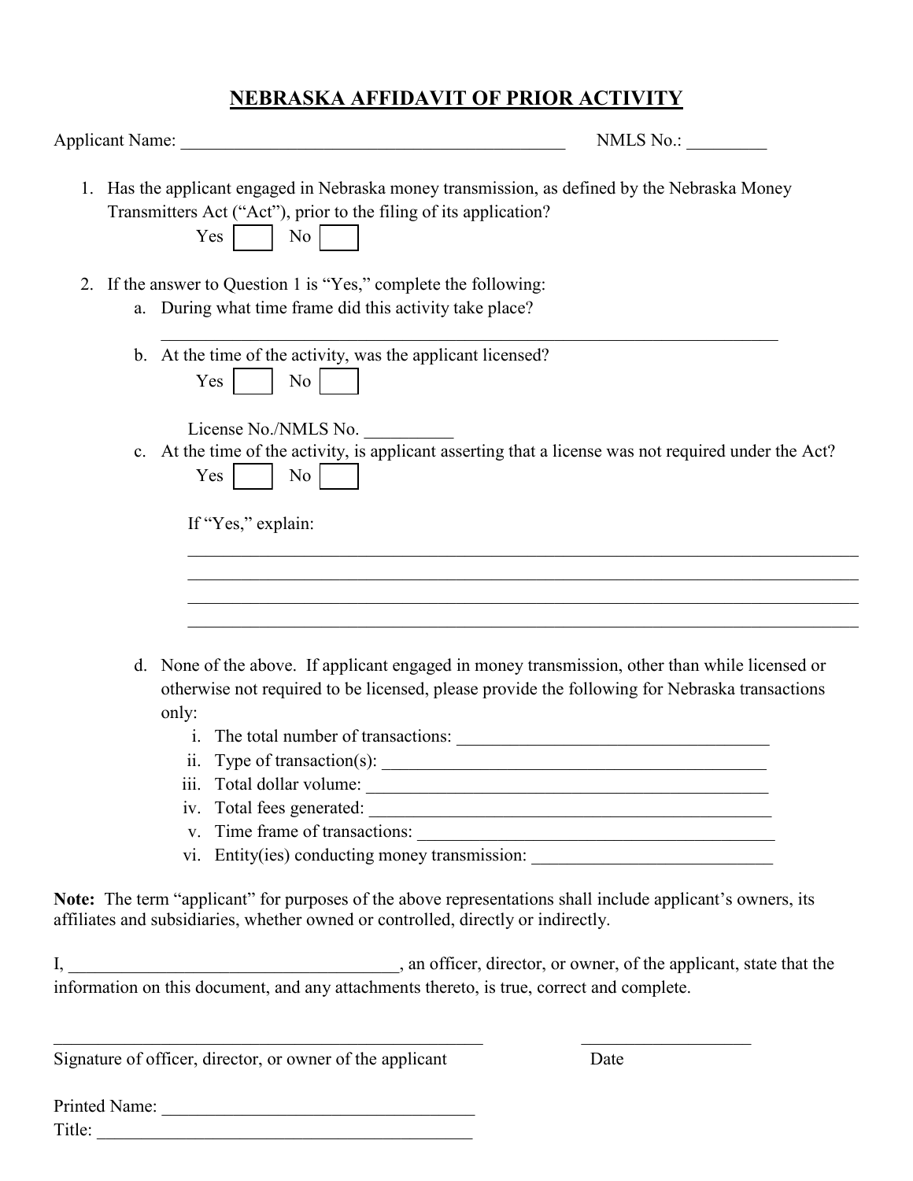# NEBRASKA AFFIDAVIT OF PRIOR ACTIVITY

Applicant Name: _____________________________________________ NMLS No.: _________

1. Has the applicant engaged in Nebraska money transmission, as defined by the Nebraska Money Transmitters Act ("Act"), prior to the filing of its application?

   Yes ☐ No ☐

2. If the answer to Question 1 is "Yes," complete the following:

   a. During what time frame did this activity take place?

      ______________________________________________________________________

   b. At the time of the activity, was the applicant licensed?

      Yes ☐ No ☐

      License No./NMLS No. __________

   c. At the time of the activity, is applicant asserting that a license was not required under the Act?

      Yes ☐ No ☐

      If "Yes," explain:

      ______________________________________________________________________
      ______________________________________________________________________
      ______________________________________________________________________
      ______________________________________________________________________

   d. None of the above. If applicant engaged in money transmission, other than while licensed or otherwise not required to be licensed, please provide the following for Nebraska transactions only:

      i. The total number of transactions: ___________________________________
      ii. Type of transaction(s): _____________________________________________
      iii. Total dollar volume: _______________________________________________
      iv. Total fees generated: _______________________________________________
      v. Time frame of transactions: __________________________________________
      vi. Entity(ies) conducting money transmission: ___________________________

**Note:** The term "applicant" for purposes of the above representations shall include applicant's owners, its affiliates and subsidiaries, whether owned or controlled, directly or indirectly.

I, ______________________________________, an officer, director, or owner, of the applicant, state that the information on this document, and any attachments thereto, is true, correct and complete.

__________________________________________________ ____________________

Signature of officer, director, or owner of the applicant Date

Printed Name: ____________________________________

Title: ___________________________________________